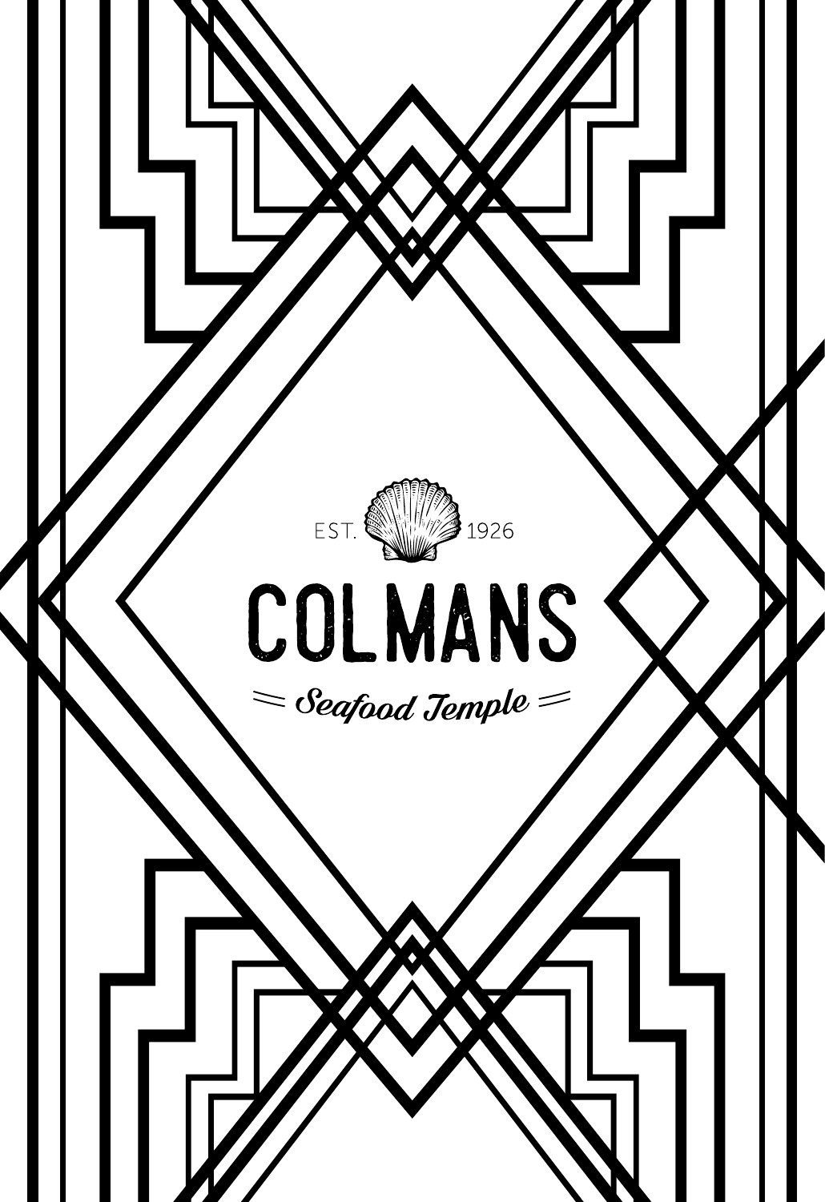EST. 1926

# COLMANS

Seafood Temple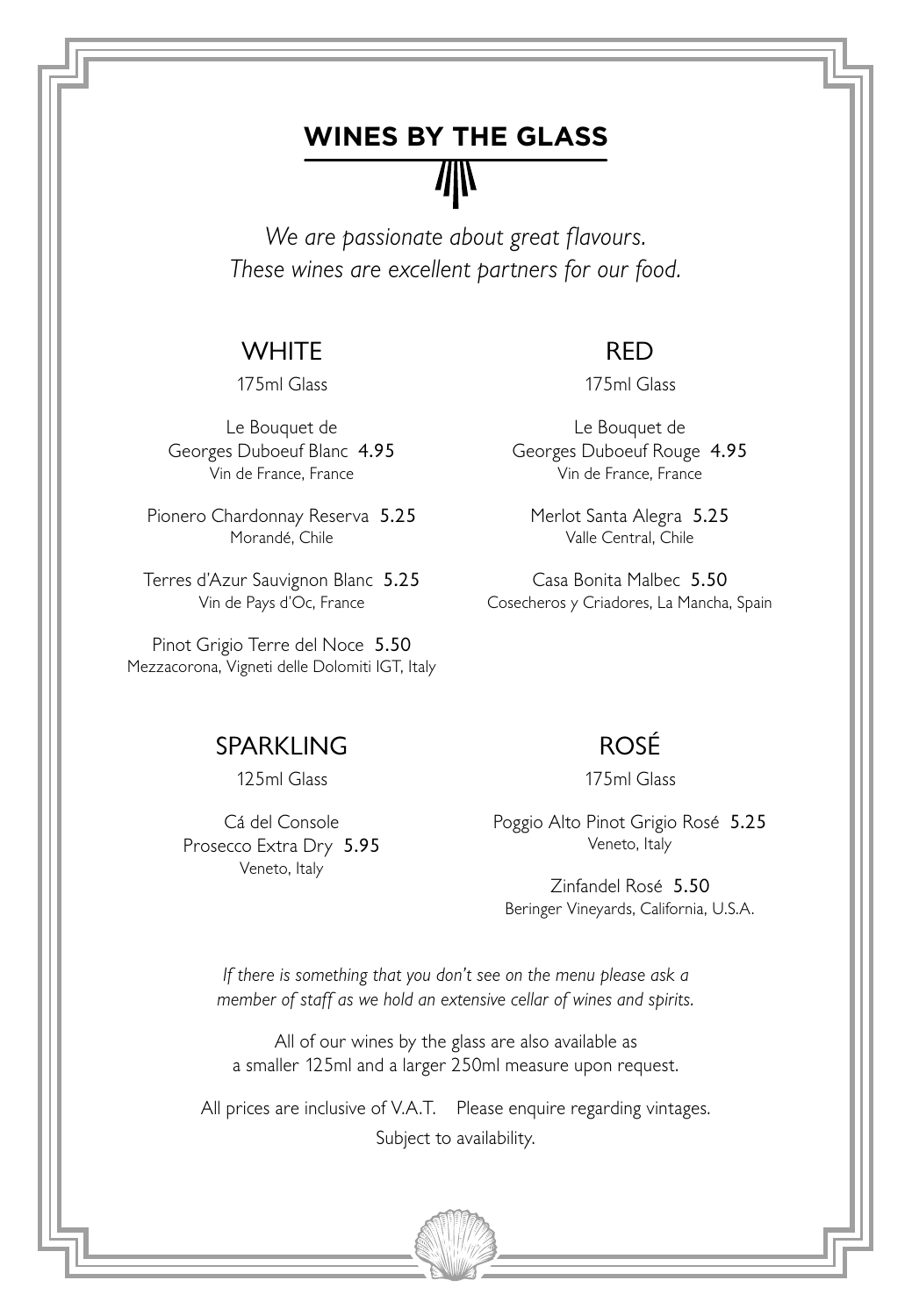# WINES BY THE GLASS

*We are passionate about great flavours.*
*These wines are excellent partners for our food.*

## WHITE

175ml Glass

Le Bouquet de Georges Duboeuf Blanc 4.95
Vin de France, France

Pionero Chardonnay Reserva 5.25
Morandé, Chile

Terres d'Azur Sauvignon Blanc 5.25
Vin de Pays d'Oc, France

Pinot Grigio Terre del Noce 5.50
Mezzacorona, Vigneti delle Dolomiti IGT, Italy

## RED

175ml Glass

Le Bouquet de Georges Duboeuf Rouge 4.95
Vin de France, France

Merlot Santa Alegra 5.25
Valle Central, Chile

Casa Bonita Malbec 5.50
Cosecheros y Criadores, La Mancha, Spain

## SPARKLING

125ml Glass

Cá del Console Prosecco Extra Dry 5.95
Veneto, Italy

## ROSÉ

175ml Glass

Poggio Alto Pinot Grigio Rosé 5.25
Veneto, Italy

Zinfandel Rosé 5.50
Beringer Vineyards, California, U.S.A.

*If there is something that you don't see on the menu please ask a member of staff as we hold an extensive cellar of wines and spirits.*

All of our wines by the glass are also available as a smaller 125ml and a larger 250ml measure upon request.

All prices are inclusive of V.A.T. Please enquire regarding vintages.

Subject to availability.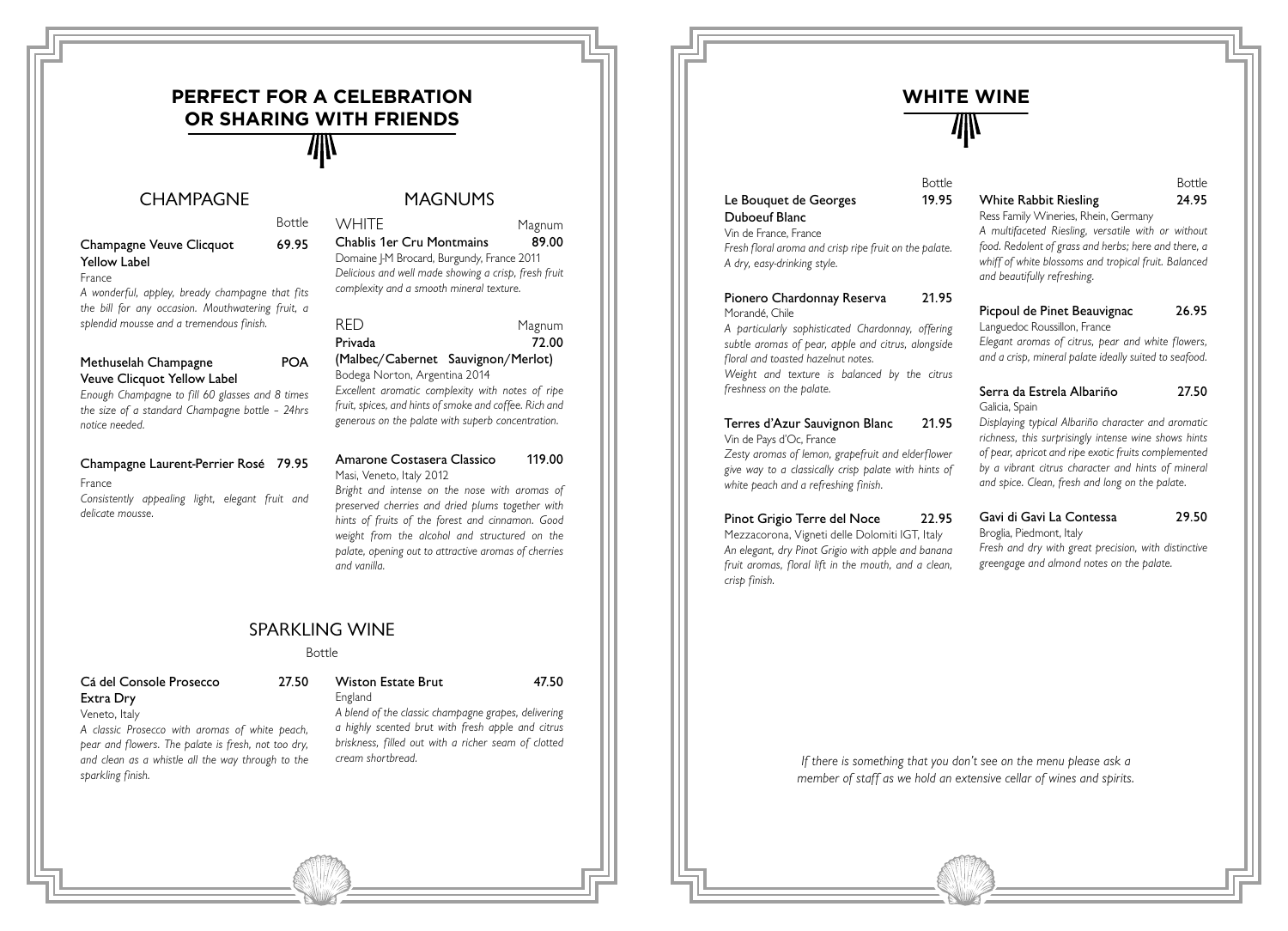# PERFECT FOR A CELEBRATION OR SHARING WITH FRIENDS

## CHAMPAGNE

Bottle

**Champagne Veuve Clicquot Yellow Label** 69.95

France

*A wonderful, appley, bready champagne that fits the bill for any occasion. Mouthwatering fruit, a splendid mousse and a tremendous finish.*

**Methuselah Champagne Veuve Clicquot Yellow Label** POA

*Enough Champagne to fill 60 glasses and 8 times the size of a standard Champagne bottle – 24hrs notice needed.*

**Champagne Laurent-Perrier Rosé** 79.95

France

*Consistently appealing light, elegant fruit and delicate mousse.*

## MAGNUMS

### WHITE

Magnum

**Chablis 1er Cru Montmains** 89.00

Domaine J-M Brocard, Burgundy, France 2011

*Delicious and well made showing a crisp, fresh fruit complexity and a smooth mineral texture.*

### RED

Magnum

**Privada (Malbec/Cabernet Sauvignon/Merlot)** 72.00

Bodega Norton, Argentina 2014

*Excellent aromatic complexity with notes of ripe fruit, spices, and hints of smoke and coffee. Rich and generous on the palate with superb concentration.*

**Amarone Costasera Classico** 119.00

Masi, Veneto, Italy 2012

*Bright and intense on the nose with aromas of preserved cherries and dried plums together with hints of fruits of the forest and cinnamon. Good weight from the alcohol and structured on the palate, opening out to attractive aromas of cherries and vanilla.*

## SPARKLING WINE

Bottle

**Cá del Console Prosecco Extra Dry** 27.50

Veneto, Italy

*A classic Prosecco with aromas of white peach, pear and flowers. The palate is fresh, not too dry, and clean as a whistle all the way through to the sparkling finish.*

**Wiston Estate Brut** 47.50

England

*A blend of the classic champagne grapes, delivering a highly scented brut with fresh apple and citrus briskness, filled out with a richer seam of clotted cream shortbread.*

# WHITE WINE

Bottle

**Le Bouquet de Georges Duboeuf Blanc** 19.95

Vin de France, France

*Fresh floral aroma and crisp ripe fruit on the palate. A dry, easy-drinking style.*

**Pionero Chardonnay Reserva** 21.95

Morandé, Chile

*A particularly sophisticated Chardonnay, offering subtle aromas of pear, apple and citrus, alongside floral and toasted hazelnut notes.*

*Weight and texture is balanced by the citrus freshness on the palate.*

**Terres d'Azur Sauvignon Blanc** 21.95

Vin de Pays d'Oc, France

*Zesty aromas of lemon, grapefruit and elderflower give way to a classically crisp palate with hints of white peach and a refreshing finish.*

**Pinot Grigio Terre del Noce** 22.95

Mezzacorona, Vigneti delle Dolomiti IGT, Italy

*An elegant, dry Pinot Grigio with apple and banana fruit aromas, floral lift in the mouth, and a clean, crisp finish.*

Bottle

**White Rabbit Riesling** 24.95

Ress Family Wineries, Rhein, Germany

*A multifaceted Riesling, versatile with or without food. Redolent of grass and herbs; here and there, a whiff of white blossoms and tropical fruit. Balanced and beautifully refreshing.*

**Picpoul de Pinet Beauvignac** 26.95

Languedoc Roussillon, France

*Elegant aromas of citrus, pear and white flowers, and a crisp, mineral palate ideally suited to seafood.*

**Serra da Estrela Albariño** 27.50

Galicia, Spain

*Displaying typical Albariño character and aromatic richness, this surprisingly intense wine shows hints of pear, apricot and ripe exotic fruits complemented by a vibrant citrus character and hints of mineral and spice. Clean, fresh and long on the palate.*

**Gavi di Gavi La Contessa** 29.50

Broglia, Piedmont, Italy

*Fresh and dry with great precision, with distinctive greengage and almond notes on the palate.*

*If there is something that you don't see on the menu please ask a member of staff as we hold an extensive cellar of wines and spirits.*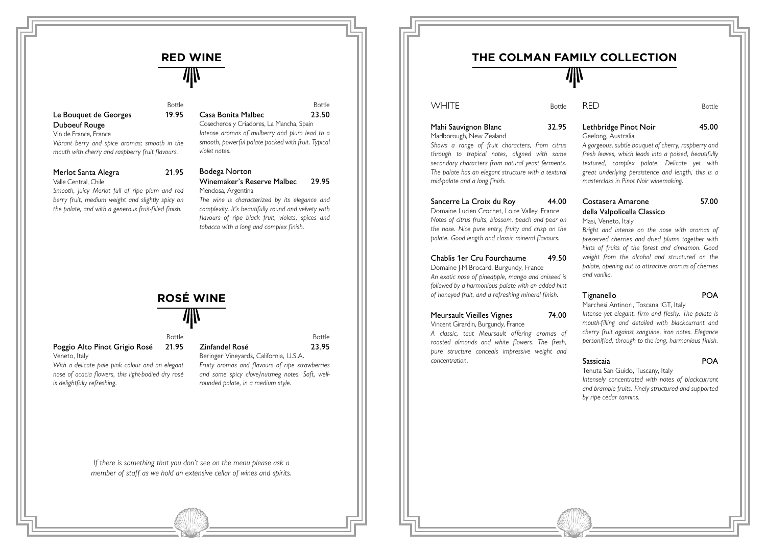# RED WINE

Bottle

**Le Bouquet de Georges Duboeuf Rouge** 19.95
Vin de France, France
*Vibrant berry and spice aromas; smooth in the mouth with cherry and raspberry fruit flavours.*

**Merlot Santa Alegra** 21.95
Valle Central, Chile
*Smooth, juicy Merlot full of ripe plum and red berry fruit, medium weight and slightly spicy on the palate, and with a generous fruit-filled finish.*

Bottle

**Casa Bonita Malbec** 23.50
Cosecheros y Criadores, La Mancha, Spain
*Intense aromas of mulberry and plum lead to a smooth, powerful palate packed with fruit. Typical violet notes.*

**Bodega Norton Winemaker's Reserve Malbec** 29.95
Mendosa, Argentina
*The wine is characterized by its elegance and complexity. It's beautifully round and velvety with flavours of ripe black fruit, violets, spices and tobacco with a long and complex finish.*

# ROSÉ WINE

Bottle

**Poggio Alto Pinot Grigio Rosé** 21.95
Veneto, Italy
*With a delicate pale pink colour and an elegant nose of acacia flowers, this light-bodied dry rosé is delightfully refreshing.*

Bottle

**Zinfandel Rosé** 23.95
Beringer Vineyards, California, U.S.A.
*Fruity aromas and flavours of ripe strawberries and some spicy clove/nutmeg notes. Soft, well-rounded palate, in a medium style.*

*If there is something that you don't see on the menu please ask a member of staff as we hold an extensive cellar of wines and spirits.*

# THE COLMAN FAMILY COLLECTION

## WHITE

Bottle

**Mahi Sauvignon Blanc** 32.95
Marlborough, New Zealand
*Shows a range of fruit characters, from citrus through to tropical notes, aligned with some secondary characters from natural yeast ferments. The palate has an elegant structure with a textural mid-palate and a long finish.*

**Sancerre La Croix du Roy** 44.00
Domaine Lucien Crochet, Loire Valley, France
*Notes of citrus fruits, blossom, peach and pear on the nose. Nice pure entry, fruity and crisp on the palate. Good length and classic mineral flavours.*

**Chablis 1er Cru Fourchaume** 49.50
Domaine J-M Brocard, Burgundy, France
*An exotic nose of pineapple, mango and aniseed is followed by a harmonious palate with an added hint of honeyed fruit, and a refreshing mineral finish.*

**Meursault Vieilles Vignes** 74.00
Vincent Girardin, Burgundy, France
*A classic, taut Meursault offering aromas of roasted almonds and white flowers. The fresh, pure structure conceals impressive weight and concentration.*

## RED

Bottle

**Lethbridge Pinot Noir** 45.00
Geelong, Australia
*A gorgeous, subtle bouquet of cherry, raspberry and fresh leaves, which leads into a poised, beautifully textured, complex palate. Delicate yet with great underlying persistence and length, this is a masterclass in Pinot Noir winemaking.*

**Costasera Amarone della Valpolicella Classico** 57.00
Masi, Veneto, Italy
*Bright and intense on the nose with aromas of preserved cherries and dried plums together with hints of fruits of the forest and cinnamon. Good weight from the alcohol and structured on the palate, opening out to attractive aromas of cherries and vanilla.*

**Tignanello** POA
Marchesi Antinori, Toscana IGT, Italy
*Intense yet elegant, firm and fleshy. The palate is mouth-filling and detailed with blackcurrant and cherry fruit against sanguine, iron notes. Elegance personified, through to the long, harmonious finish.*

**Sassicaia** POA
Tenuta San Guido, Tuscany, Italy
*Intensely concentrated with notes of blackcurrant and bramble fruits. Finely structured and supported by ripe cedar tannins.*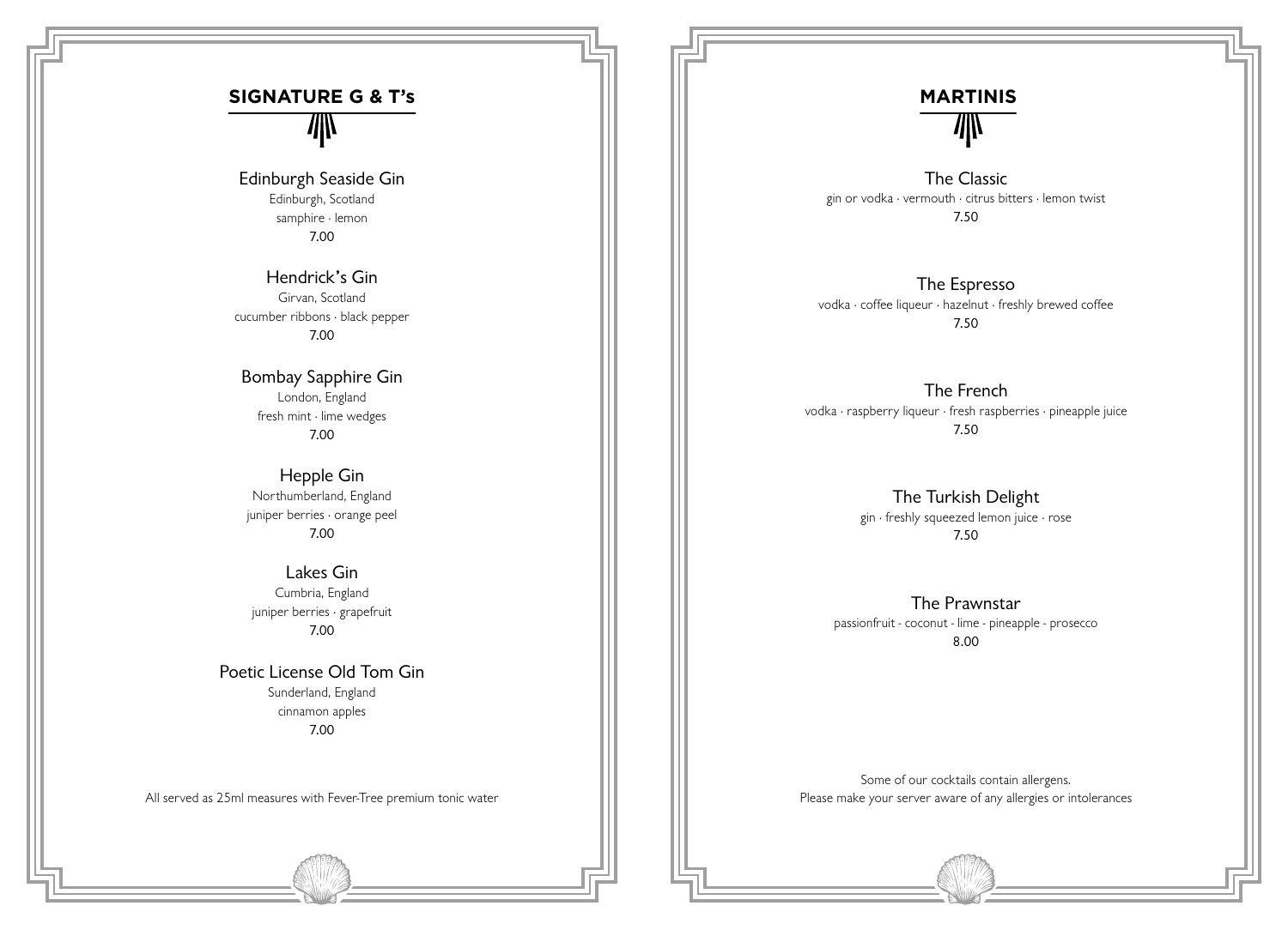## SIGNATURE G & T's

Edinburgh Seaside Gin
Edinburgh, Scotland
samphire · lemon
7.00

Hendrick's Gin
Girvan, Scotland
cucumber ribbons · black pepper
7.00

Bombay Sapphire Gin
London, England
fresh mint · lime wedges
7.00

Hepple Gin
Northumberland, England
juniper berries · orange peel
7.00

Lakes Gin
Cumbria, England
juniper berries · grapefruit
7.00

Poetic License Old Tom Gin
Sunderland, England
cinnamon apples
7.00

All served as 25ml measures with Fever-Tree premium tonic water

## MARTINIS

The Classic
gin or vodka · vermouth · citrus bitters · lemon twist
7.50

The Espresso
vodka · coffee liqueur · hazelnut · freshly brewed coffee
7.50

The French
vodka · raspberry liqueur · fresh raspberries · pineapple juice
7.50

The Turkish Delight
gin · freshly squeezed lemon juice · rose
7.50

The Prawnstar
passionfruit - coconut - lime - pineapple - prosecco
8.00

Some of our cocktails contain allergens.
Please make your server aware of any allergies or intolerances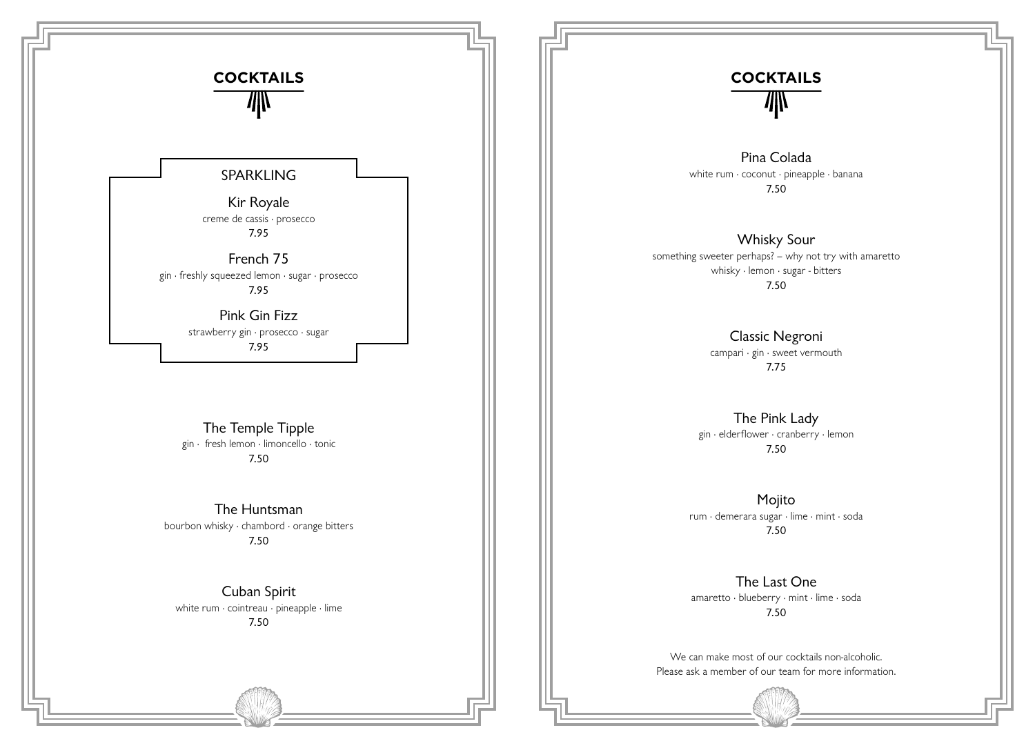# COCKTAILS

## SPARKLING

**Kir Royale**
creme de cassis · prosecco
7.95

**French 75**
gin · freshly squeezed lemon · sugar · prosecco
7.95

**Pink Gin Fizz**
strawberry gin · prosecco · sugar
7.95

**The Temple Tipple**
gin · fresh lemon · limoncello · tonic
7.50

**The Huntsman**
bourbon whisky · chambord · orange bitters
7.50

**Cuban Spirit**
white rum · cointreau · pineapple · lime
7.50

# COCKTAILS

**Pina Colada**
white rum · coconut · pineapple · banana
7.50

**Whisky Sour**
something sweeter perhaps? – why not try with amaretto
whisky · lemon · sugar - bitters
7.50

**Classic Negroni**
campari · gin · sweet vermouth
7.75

**The Pink Lady**
gin · elderflower · cranberry · lemon
7.50

**Mojito**
rum · demerara sugar · lime · mint · soda
7.50

**The Last One**
amaretto · blueberry · mint · lime · soda
7.50

We can make most of our cocktails non-alcoholic.
Please ask a member of our team for more information.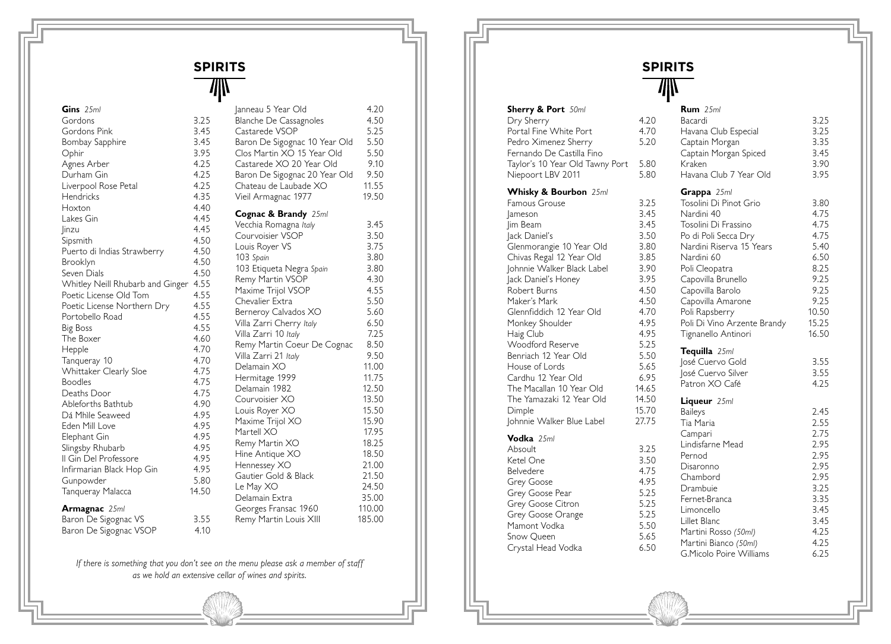# SPIRITS

## Gins *25ml*

| | |
|---|---|
| Gordons | 3.25 |
| Gordons Pink | 3.45 |
| Bombay Sapphire | 3.45 |
| Ophir | 3.95 |
| Agnes Arber | 4.25 |
| Durham Gin | 4.25 |
| Liverpool Rose Petal | 4.25 |
| Hendricks | 4.35 |
| Hoxton | 4.40 |
| Lakes Gin | 4.45 |
| Jinzu | 4.45 |
| Sipsmith | 4.50 |
| Puerto di Indias Strawberry | 4.50 |
| Brooklyn | 4.50 |
| Seven Dials | 4.50 |
| Whitley Neill Rhubarb and Ginger | 4.55 |
| Poetic License Old Tom | 4.55 |
| Poetic License Northern Dry | 4.55 |
| Portobello Road | 4.55 |
| Big Boss | 4.55 |
| The Boxer | 4.60 |
| Hepple | 4.70 |
| Tanqueray 10 | 4.70 |
| Whittaker Clearly Sloe | 4.75 |
| Boodles | 4.75 |
| Deaths Door | 4.75 |
| Ableforths Bathtub | 4.90 |
| Dá Mhìle Seaweed | 4.95 |
| Eden Mill Love | 4.95 |
| Elephant Gin | 4.95 |
| Slingsby Rhubarb | 4.95 |
| Il Gin Del Professore | 4.95 |
| Infirmarian Black Hop Gin | 4.95 |
| Gunpowder | 5.80 |
| Tanqueray Malacca | 14.50 |

## Armagnac *25ml*

| | |
|---|---|
| Baron De Sigognac VS | 3.55 |
| Baron De Sigognac VSOP | 4.10 |
| Janneau 5 Year Old | 4.20 |
| Blanche De Cassagnoles | 4.50 |
| Castarede VSOP | 5.25 |
| Baron De Sigognac 10 Year Old | 5.50 |
| Clos Martin XO 15 Year Old | 5.50 |
| Castarede XO 20 Year Old | 9.10 |
| Baron De Sigognac 20 Year Old | 9.50 |
| Chateau de Laubade XO | 11.55 |
| Vieil Armagnac 1977 | 19.50 |

## Cognac & Brandy *25ml*

| | |
|---|---|
| Vecchia Romagna *Italy* | 3.45 |
| Courvoisier VSOP | 3.50 |
| Louis Royer VS | 3.75 |
| 103 *Spain* | 3.80 |
| 103 Etiqueta Negra *Spain* | 3.80 |
| Remy Martin VSOP | 4.30 |
| Maxime Trijol VSOP | 4.55 |
| Chevalier Extra | 5.50 |
| Berneroy Calvados XO | 5.60 |
| Villa Zarri Cherry *Italy* | 6.50 |
| Villa Zarri 10 *Italy* | 7.25 |
| Remy Martin Coeur De Cognac | 8.50 |
| Villa Zarri 21 *Italy* | 9.50 |
| Delamain XO | 11.00 |
| Hermitage 1999 | 11.75 |
| Delamain 1982 | 12.50 |
| Courvoisier XO | 13.50 |
| Louis Royer XO | 15.50 |
| Maxime Trijol XO | 15.90 |
| Martell XO | 17.95 |
| Remy Martin XO | 18.25 |
| Hine Antique XO | 18.50 |
| Hennessey XO | 21.00 |
| Gautier Gold & Black | 21.50 |
| Le May XO | 24.50 |
| Delamain Extra | 35.00 |
| Georges Fransac 1960 | 110.00 |
| Remy Martin Louis XIII | 185.00 |

*If there is something that you don't see on the menu please ask a member of staff as we hold an extensive cellar of wines and spirits.*

# SPIRITS

## Sherry & Port *50ml*

| | |
|---|---|
| Dry Sherry | 4.20 |
| Portal Fine White Port | 4.70 |
| Pedro Ximenez Sherry | 5.20 |
| Fernando De Castilla Fino | |
| Taylor's 10 Year Old Tawny Port | 5.80 |
| Niepoort LBV 2011 | 5.80 |

## Whisky & Bourbon *25ml*

| | |
|---|---|
| Famous Grouse | 3.25 |
| Jameson | 3.45 |
| Jim Beam | 3.45 |
| Jack Daniel's | 3.50 |
| Glenmorangie 10 Year Old | 3.80 |
| Chivas Regal 12 Year Old | 3.85 |
| Johnnie Walker Black Label | 3.90 |
| Jack Daniel's Honey | 3.95 |
| Robert Burns | 4.50 |
| Maker's Mark | 4.50 |
| Glennfiddich 12 Year Old | 4.70 |
| Monkey Shoulder | 4.95 |
| Haig Club | 4.95 |
| Woodford Reserve | 5.25 |
| Benriach 12 Year Old | 5.50 |
| House of Lords | 5.65 |
| Cardhu 12 Year Old | 6.95 |
| The Macallan 10 Year Old | 14.65 |
| The Yamazaki 12 Year Old | 14.50 |
| Dimple | 15.70 |
| Johnnie Walker Blue Label | 27.75 |

## Vodka *25ml*

| | |
|---|---|
| Absoult | 3.25 |
| Ketel One | 3.50 |
| Belvedere | 4.75 |
| Grey Goose | 4.95 |
| Grey Goose Pear | 5.25 |
| Grey Goose Citron | 5.25 |
| Grey Goose Orange | 5.25 |
| Mamont Vodka | 5.50 |
| Snow Queen | 5.65 |
| Crystal Head Vodka | 6.50 |

## Rum *25ml*

| | |
|---|---|
| Bacardi | 3.25 |
| Havana Club Especial | 3.25 |
| Captain Morgan | 3.35 |
| Captain Morgan Spiced | 3.45 |
| Kraken | 3.90 |
| Havana Club 7 Year Old | 3.95 |

## Grappa *25ml*

| | |
|---|---|
| Tosolini Di Pinot Grio | 3.80 |
| Nardini 40 | 4.75 |
| Tosolini Di Frassino | 4.75 |
| Po di Poli Secca Dry | 4.75 |
| Nardini Riserva 15 Years | 5.40 |
| Nardini 60 | 6.50 |
| Poli Cleopatra | 8.25 |
| Capovilla Brunello | 9.25 |
| Capovilla Barolo | 9.25 |
| Capovilla Amarone | 9.25 |
| Poli Rapsberry | 10.50 |
| Poli Di Vino Arzente Brandy | 15.25 |
| Tignanello Antinori | 16.50 |

## Tequilla *25ml*

| | |
|---|---|
| José Cuervo Gold | 3.55 |
| José Cuervo Silver | 3.55 |
| Patron XO Café | 4.25 |

## Liqueur *25ml*

| | |
|---|---|
| Baileys | 2.45 |
| Tia Maria | 2.55 |
| Campari | 2.75 |
| Lindisfarne Mead | 2.95 |
| Pernod | 2.95 |
| Disaronno | 2.95 |
| Chambord | 2.95 |
| Drambuie | 3.25 |
| Fernet-Branca | 3.35 |
| Limoncello | 3.45 |
| Lillet Blanc | 3.45 |
| Martini Rosso *(50ml)* | 4.25 |
| Martini Bianco *(50ml)* | 4.25 |
| G.Micolo Poire Williams | 6.25 |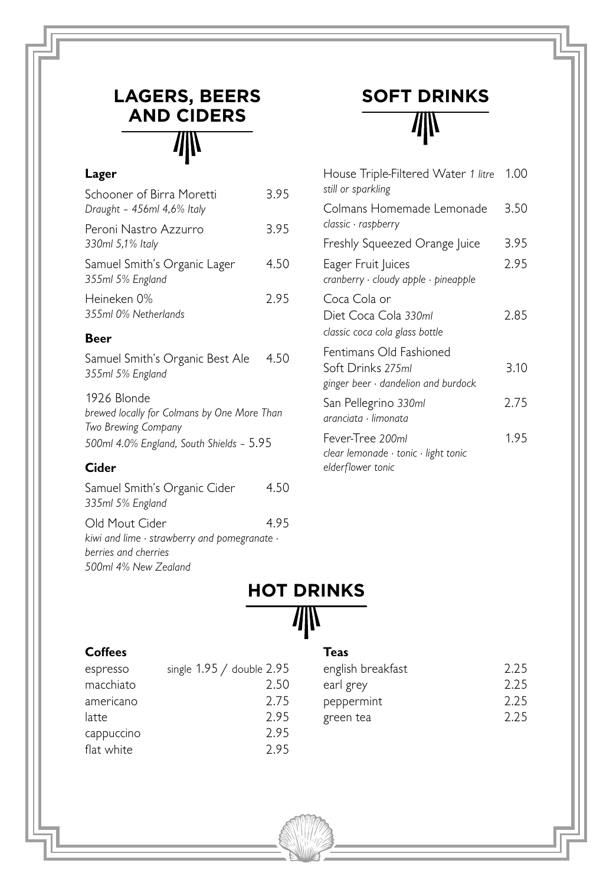## LAGERS, BEERS AND CIDERS

### Lager

Schooner of Birra Moretti — 3.95
*Draught – 456ml 4,6% Italy*

Peroni Nastro Azzurro — 3.95
*330ml 5,1% Italy*

Samuel Smith's Organic Lager — 4.50
*355ml 5% England*

Heineken 0% — 2.95
*355ml 0% Netherlands*

### Beer

Samuel Smith's Organic Best Ale — 4.50
*355ml 5% England*

1926 Blonde
*brewed locally for Colmans by One More Than Two Brewing Company*
*500ml 4.0% England, South Shields* – 5.95

### Cider

Samuel Smith's Organic Cider — 4.50
*335ml 5% England*

Old Mout Cider — 4.95
*kiwi and lime · strawberry and pomegranate · berries and cherries*
*500ml 4% New Zealand*

## SOFT DRINKS

House Triple-Filtered Water *1 litre* — 1.00
*still or sparkling*

Colmans Homemade Lemonade — 3.50
*classic · raspberry*

Freshly Squeezed Orange Juice — 3.95

Eager Fruit Juices — 2.95
*cranberry · cloudy apple · pineapple*

Coca Cola or Diet Coca Cola *330ml* — 2.85
*classic coca cola glass bottle*

Fentimans Old Fashioned Soft Drinks *275ml* — 3.10
*ginger beer · dandelion and burdock*

San Pellegrino *330ml* — 2.75
*aranciata · limonata*

Fever-Tree *200ml* — 1.95
*clear lemonade · tonic · light tonic elderflower tonic*

## HOT DRINKS

### Coffees

| | |
|---|---|
| espresso | single 1.95 / double 2.95 |
| macchiato | 2.50 |
| americano | 2.75 |
| latte | 2.95 |
| cappuccino | 2.95 |
| flat white | 2.95 |

### Teas

| | |
|---|---|
| english breakfast | 2.25 |
| earl grey | 2.25 |
| peppermint | 2.25 |
| green tea | 2.25 |